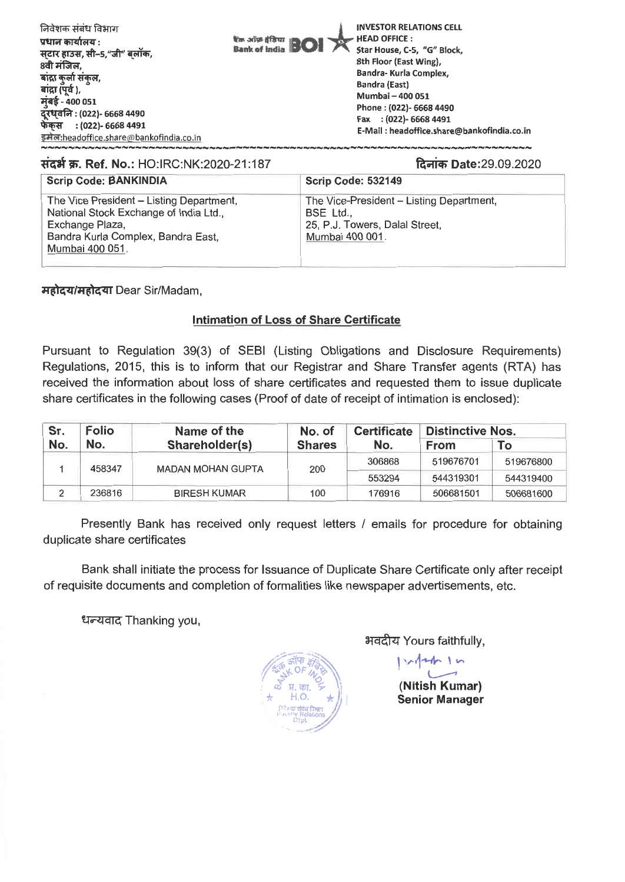निवेशक संबंध विभाग
प्रधान कार्यालय :
स्टार हाउस, सी-5,"जी" ब्लॉक,
8वी मंजिल,
बांद्रा कुर्ला संकुल,
बांद्रा (पूर्व ),
मुंबई - 400 051
दूरध्वनि : (022)- 6668 4490
फेक्स : (022)- 6668 4491
इमेल:headoffice.share@bankofindia.co.in

बैंक ऑफ इंडिया Bank of India BOI

INVESTOR RELATIONS CELL
HEAD OFFICE :
Star House, C-5, "G" Block,
8th Floor (East Wing),
Bandra- Kurla Complex,
Bandra (East)
Mumbai – 400 051
Phone : (022)- 6668 4490
Fax : (022)- 6668 4491
E-Mail : headoffice.share@bankofindia.co.in

**संदर्भ क्र. Ref. No.:** HO:IRC:NK:2020-21:187

**दिनांक Date:**29.09.2020

| Scrip Code: BANKINDIA | Scrip Code: 532149 |
|---|---|
| The Vice President – Listing Department, National Stock Exchange of India Ltd., Exchange Plaza, Bandra Kurla Complex, Bandra East, Mumbai 400 051. | The Vice-President – Listing Department, BSE Ltd., 25, P.J. Towers, Dalal Street, Mumbai 400 001. |

**महोदय/महोदया** Dear Sir/Madam,

## Intimation of Loss of Share Certificate

Pursuant to Regulation 39(3) of SEBI (Listing Obligations and Disclosure Requirements) Regulations, 2015, this is to inform that our Registrar and Share Transfer agents (RTA) has received the information about loss of share certificates and requested them to issue duplicate share certificates in the following cases (Proof of date of receipt of intimation is enclosed):

| Sr. No. | Folio No. | Name of the Shareholder(s) | No. of Shares | Certificate No. | Distinctive Nos. | |
|---|---|---|---|---|---|---|
| | | | | | From | To |
| 1 | 458347 | MADAN MOHAN GUPTA | 200 | 306868 | 519676701 | 519676800 |
| | | | | 553294 | 544319301 | 544319400 |
| 2 | 236816 | BIRESH KUMAR | 100 | 176916 | 506681501 | 506681600 |

Presently Bank has received only request letters / emails for procedure for obtaining duplicate share certificates

Bank shall initiate the process for Issuance of Duplicate Share Certificate only after receipt of requisite documents and completion of formalities like newspaper advertisements, etc.

धन्यवाद Thanking you,

भवदीय Yours faithfully,

**(Nitish Kumar)**
**Senior Manager**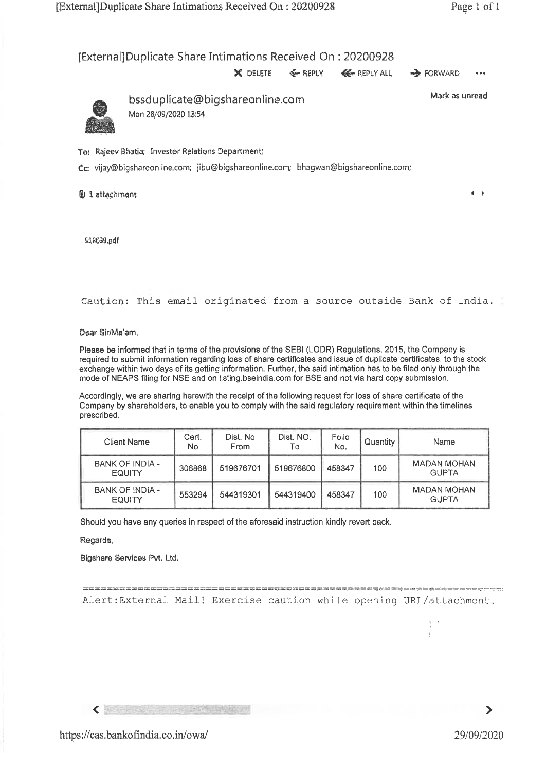# [External]Duplicate Share Intimations Received On : 20200928

DELETE   REPLY   REPLY ALL   FORWARD   •••

**bssduplicate@bigshareonline.com**
Mon 28/09/2020 13:54

Mark as unread

To: Rajeev Bhatia; Investor Relations Department;

Cc: vijay@bigshareonline.com; jibu@bigshareonline.com; bhagwan@bigshareonline.com;

1 attachment

518039.pdf

Caution: This email originated from a source outside Bank of India.

Dear Sir/Ma'am,

Please be informed that in terms of the provisions of the SEBI (LODR) Regulations, 2015, the Company is required to submit information regarding loss of share certificates and issue of duplicate certificates, to the stock exchange within two days of its getting information. Further, the said intimation has to be filed only through the mode of NEAPS filing for NSE and on listing.bseindia.com for BSE and not via hard copy submission.

Accordingly, we are sharing herewith the receipt of the following request for loss of share certificate of the Company by shareholders, to enable you to comply with the said regulatory requirement within the timelines prescribed.

| Client Name | Cert. No | Dist. No From | Dist. NO. To | Folio No. | Quantity | Name |
|---|---|---|---|---|---|---|
| BANK OF INDIA - EQUITY | 306868 | 519676701 | 519676800 | 458347 | 100 | MADAN MOHAN GUPTA |
| BANK OF INDIA - EQUITY | 553294 | 544319301 | 544319400 | 458347 | 100 | MADAN MOHAN GUPTA |

Should you have any queries in respect of the aforesaid instruction kindly revert back.

Regards,

Bigshare Services Pvt. Ltd.

Alert:External Mail! Exercise caution while opening URL/attachment.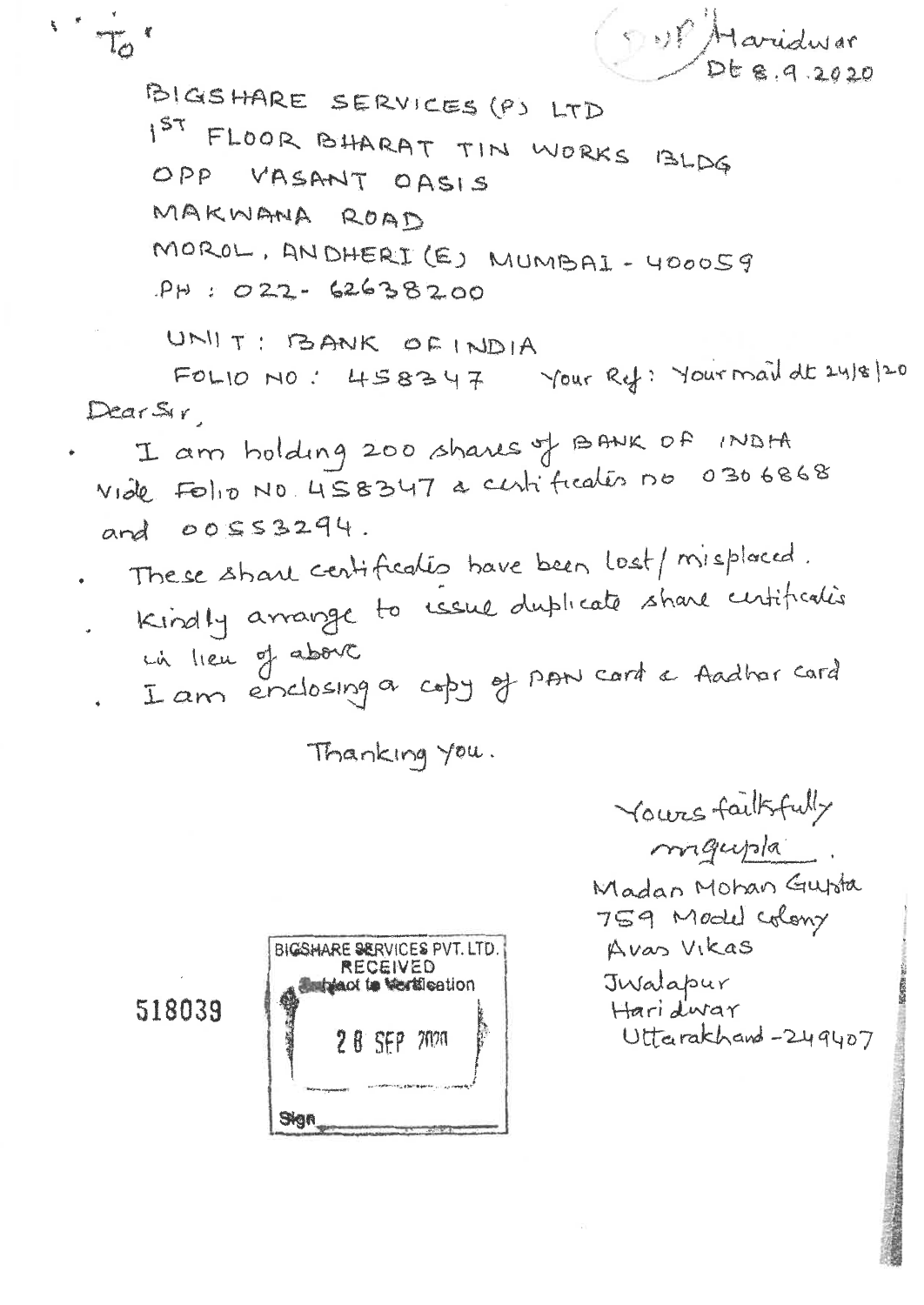To

DVP Haridwar
Dt 8.9.2020

BIGSHARE SERVICES (P) LTD
1ST FLOOR BHARAT TIN WORKS BLDG
OPP VASANT OASIS
MAKWANA ROAD
MOROL, ANDHERI (E) MUMBAI - 400059
PH : 022- 62638200

UNIT : BANK OF INDIA
FOLIO NO : 458347    Your Ref: Your mail dt 24/8/20

Dear Sir,

- I am holding 200 shares of BANK OF INDIA vide Folio NO. 458347 & certificates no 0306868 and 00553294.
- These share certificates have been lost / misplaced.
- Kindly arrange to issue duplicate share certificates in lieu of above
- I am enclosing a copy of PAN card & Aadhar card

Thanking you.

Yours faithfully
mgupta
Madan Mohan Gupta
759 Model colony
Avas Vikas
Jwalapur
Haridwar
Uttarakhand - 249407

518039

BIGSHARE SERVICES PVT. LTD.
RECEIVED
Subject to Verification
28 SEP 2020
Sign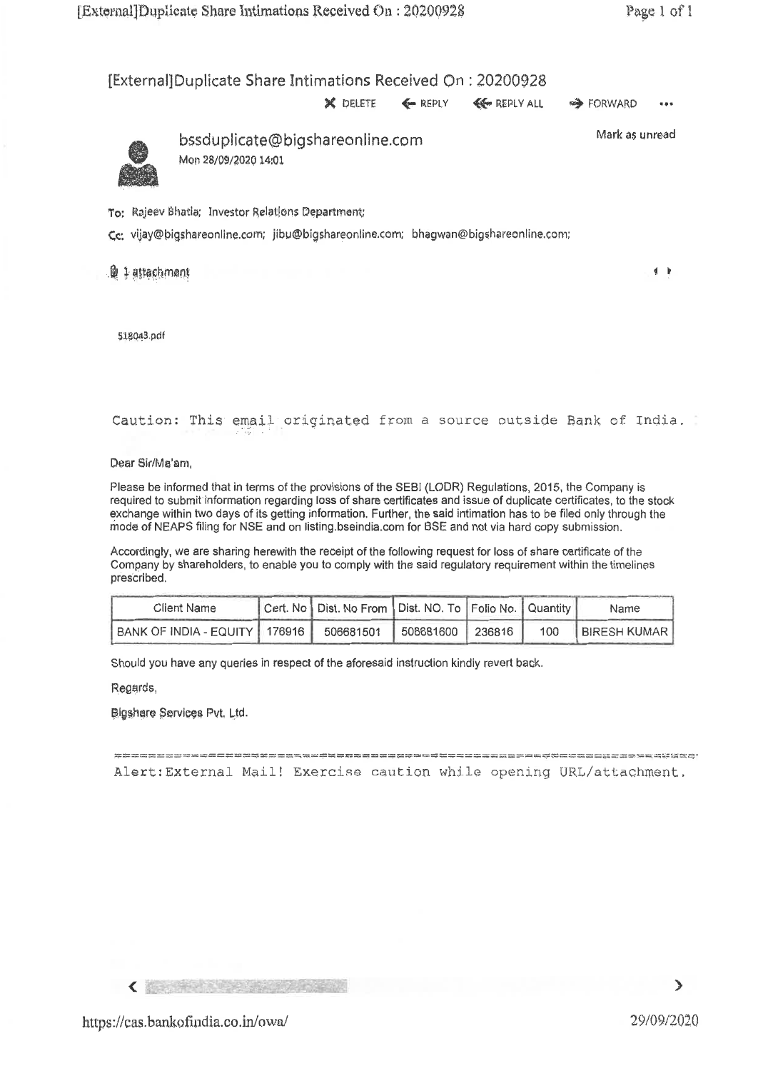# [External]Duplicate Share Intimations Received On : 20200928

DELETE | REPLY | REPLY ALL | FORWARD | ...

**bssduplicate@bigshareonline.com**
Mon 28/09/2020 14:01

Mark as unread

To: Rajeev Bhatia; Investor Relations Department;

Cc: vijay@bigshareonline.com; jibu@bigshareonline.com; bhagwan@bigshareonline.com;

1 attachment

518043.pdf

Caution: This email originated from a source outside Bank of India.

Dear Sir/Ma'am,

Please be informed that in terms of the provisions of the SEBI (LODR) Regulations, 2015, the Company is required to submit information regarding loss of share certificates and issue of duplicate certificates, to the stock exchange within two days of its getting information. Further, the said intimation has to be filed only through the mode of NEAPS filing for NSE and on listing.bseindia.com for BSE and not via hard copy submission.

Accordingly, we are sharing herewith the receipt of the following request for loss of share certificate of the Company by shareholders, to enable you to comply with the said regulatory requirement within the timelines prescribed.

| Client Name | Cert. No | Dist. No From | Dist. NO. To | Folio No. | Quantity | Name |
|---|---|---|---|---|---|---|
| BANK OF INDIA - EQUITY | 176916 | 506681501 | 506681600 | 236816 | 100 | BIRESH KUMAR |

Should you have any queries in respect of the aforesaid instruction kindly revert back.

Regards,

Bigshare Services Pvt. Ltd.

Alert:External Mail! Exercise caution while opening URL/attachment.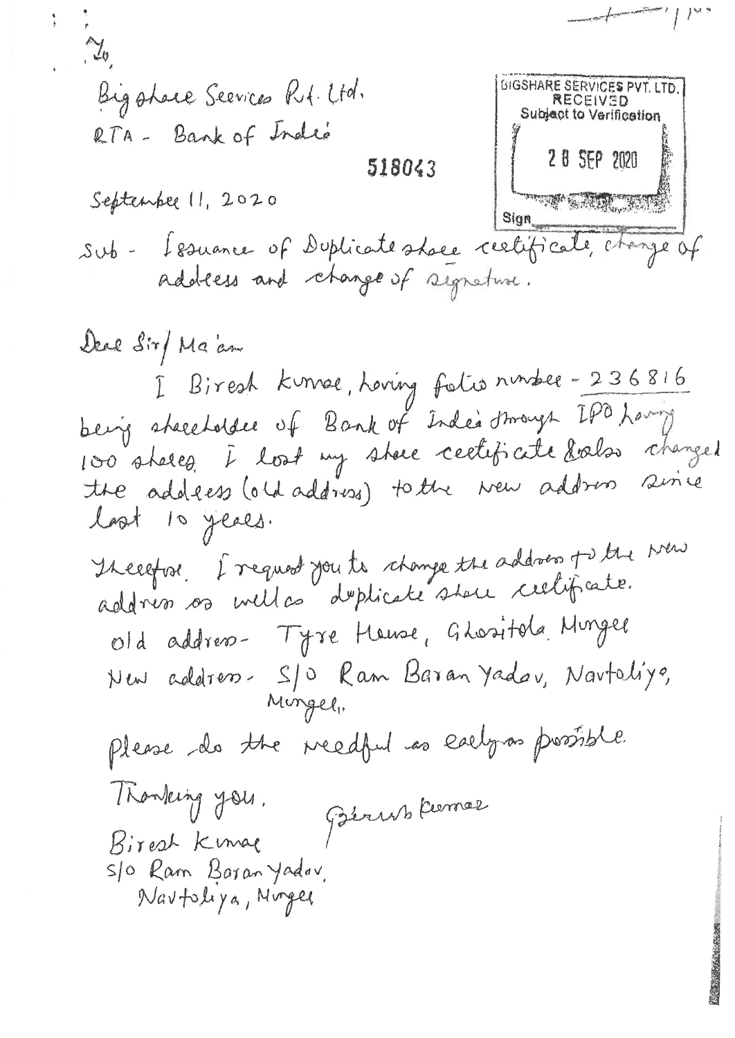To,

Bigshare Services Pvt. Ltd.
RTA - Bank of India

518043

BIGSHARE SERVICES PVT. LTD.
RECEIVED
Subject to Verification
28 SEP 2020
Sign

September 11, 2020

Sub - Issuance of Duplicate share certificate, change of address and change of signature.

Dear Sir/Ma'am

I Biresh Kumar, having folio number - 236816 being shareholder of Bank of India through IPO having 100 shares. I lost my share certificate & also changed the address (old address) to the new address since last 10 years.

Therefore, I request you to change the address to the new address as well as duplicate share certificate.

Old address - Tyre House, Ghositola, Munger

New address - S/O Ram Baran Yadav, Navtoliya, Munger.

Please do the needful as early as possible.

Thanking you.

Biresh Kumar

Biresh Kumar
S/O Ram Baran Yadav,
Navtoliya, Munger